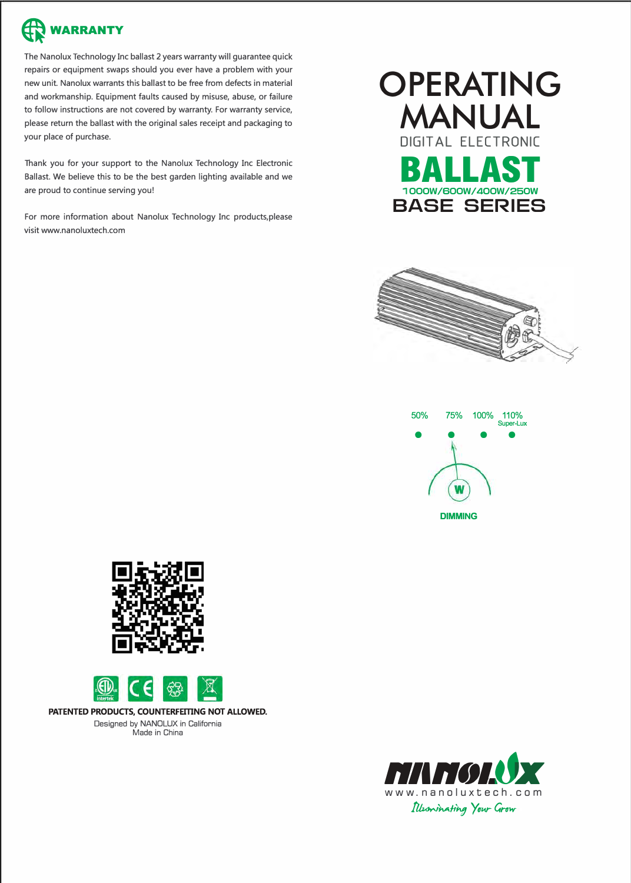## WARRANTY

The Nanolux Technology Inc ballast 2 years warranty will guarantee quick repairs or equipment swaps should you ever have a problem with your new unit. Nanolux warrants this ballast to be free from defects in material and workmanship. Equipment faults caused by misuse, abuse, or failure to follow instructions are not covered by warranty. For warranty service, please return the ballast with the original sales receipt and packaging to your place of purchase.

Thank you for your support to the Nanolux Technology Inc Electronic Ballast. We believe this to be the best garden lighting available and we are proud to continue serving you!

For more information about Nanolux Technology Inc products,please visit www.nanoluxtech.com

**PATENTED PRODUCTS, COUNTERFEITING NOT ALLOWED.**

Designed by NANOLUX in California
Made in China

# OPERATING MANUAL

DIGITAL ELECTRONIC

# BALLAST

1000W/600W/400W/250W

## BASE SERIES

50% 75% 100% 110% Super-Lux

W

DIMMING

NANOLUX
www.nanoluxtech.com
*Illuminating Your Grow*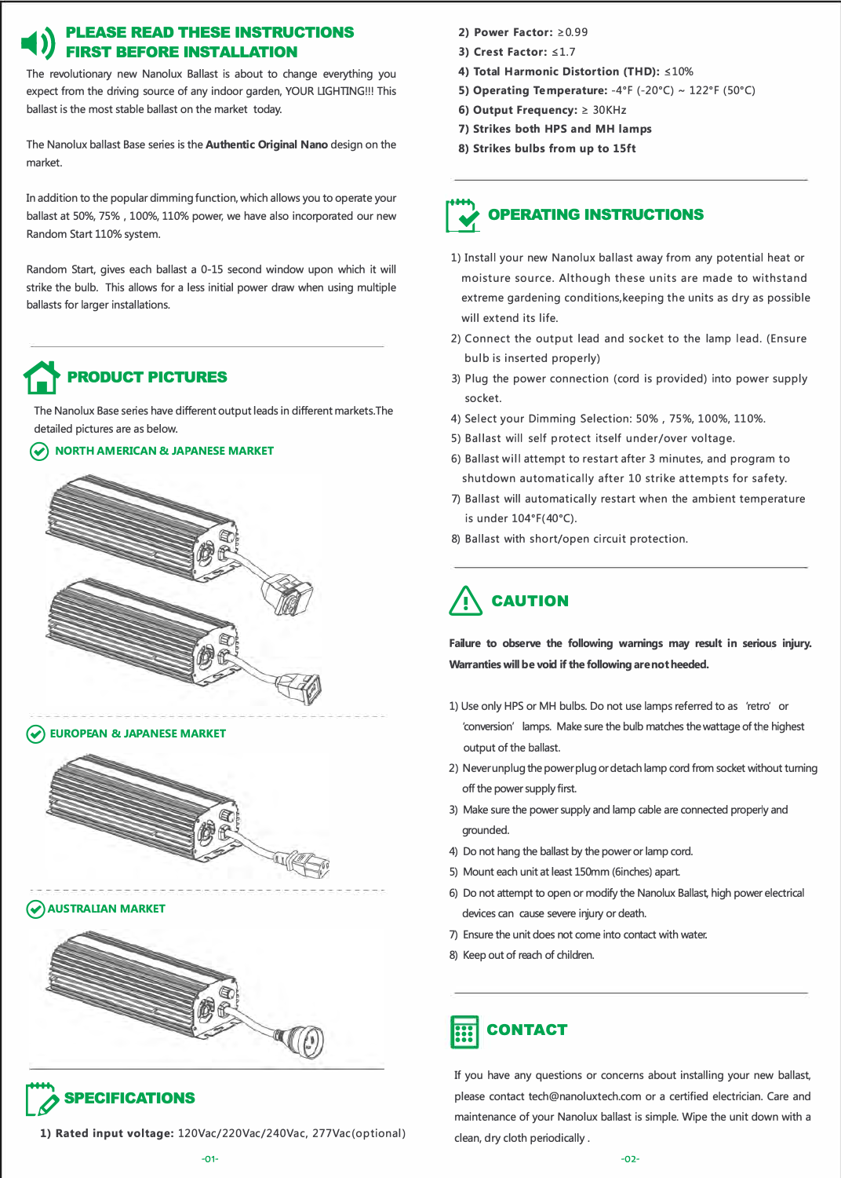## PLEASE READ THESE INSTRUCTIONS FIRST BEFORE INSTALLATION

The revolutionary new Nanolux Ballast is about to change everything you expect from the driving source of any indoor garden, YOUR LIGHTING!!! This ballast is the most stable ballast on the market today.

The Nanolux ballast Base series is the **Authentic Original Nano** design on the market.

In addition to the popular dimming function, which allows you to operate your ballast at 50%, 75% , 100%, 110% power, we have also incorporated our new Random Start 110% system.

Random Start, gives each ballast a 0-15 second window upon which it will strike the bulb. This allows for a less initial power draw when using multiple ballasts for larger installations.

## PRODUCT PICTURES

The Nanolux Base series have different output leads in different markets.The detailed pictures are as below.

**NORTH AMERICAN & JAPANESE MARKET**

**EUROPEAN & JAPANESE MARKET**

**AUSTRALIAN MARKET**

## SPECIFICATIONS

1) **Rated input voltage:** 120Vac/220Vac/240Vac, 277Vac(optional)
2) **Power Factor:** ≥0.99
3) **Crest Factor:** ≤1.7
4) **Total Harmonic Distortion (THD):** ≤10%
5) **Operating Temperature:** -4°F (-20°C) ~ 122°F (50°C)
6) **Output Frequency:** ≥ 30KHz
7) **Strikes both HPS and MH lamps**
8) **Strikes bulbs from up to 15ft**

## OPERATING INSTRUCTIONS

1) Install your new Nanolux ballast away from any potential heat or moisture source. Although these units are made to withstand extreme gardening conditions,keeping the units as dry as possible will extend its life.
2) Connect the output lead and socket to the lamp lead. (Ensure bulb is inserted properly)
3) Plug the power connection (cord is provided) into power supply socket.
4) Select your Dimming Selection: 50% , 75%, 100%, 110%.
5) Ballast will self protect itself under/over voltage.
6) Ballast will attempt to restart after 3 minutes, and program to shutdown automatically after 10 strike attempts for safety.
7) Ballast will automatically restart when the ambient temperature is under 104°F(40°C).
8) Ballast with short/open circuit protection.

## CAUTION

**Failure to observe the following warnings may result in serious injury. Warranties will be void if the following are not heeded.**

1) Use only HPS or MH bulbs. Do not use lamps referred to as 'retro' or 'conversion' lamps. Make sure the bulb matches the wattage of the highest output of the ballast.
2) Never unplug the power plug or detach lamp cord from socket without turning off the power supply first.
3) Make sure the power supply and lamp cable are connected properly and grounded.
4) Do not hang the ballast by the power or lamp cord.
5) Mount each unit at least 150mm (6inches) apart.
6) Do not attempt to open or modify the Nanolux Ballast, high power electrical devices can cause severe injury or death.
7) Ensure the unit does not come into contact with water.
8) Keep out of reach of children.

## CONTACT

If you have any questions or concerns about installing your new ballast, please contact tech@nanoluxtech.com or a certified electrician. Care and maintenance of your Nanolux ballast is simple. Wipe the unit down with a clean, dry cloth periodically .